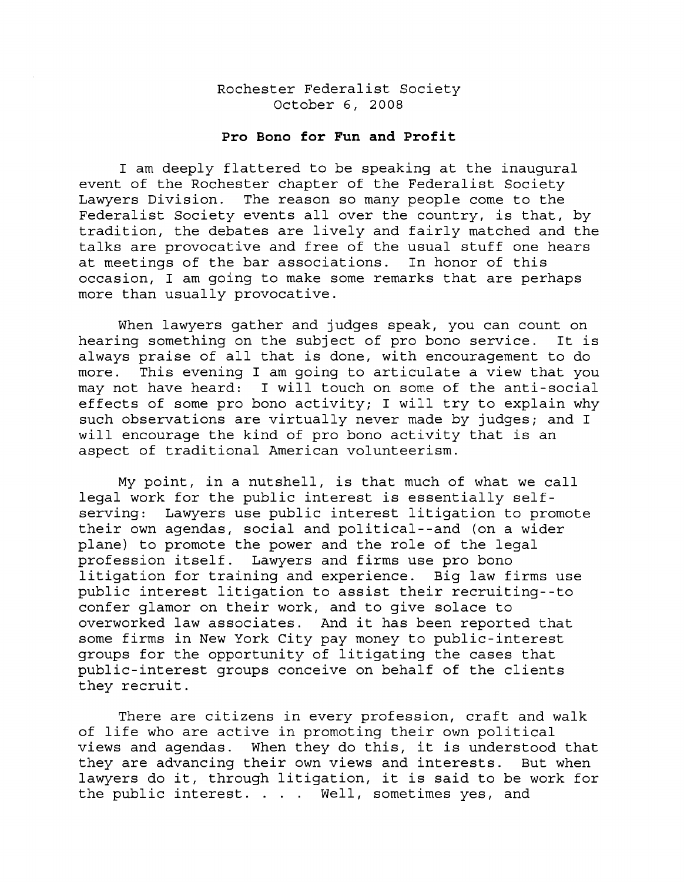Rochester Federalist Society
October 6, 2008

**Pro Bono for Fun and Profit**

I am deeply flattered to be speaking at the inaugural event of the Rochester chapter of the Federalist Society Lawyers Division. The reason so many people come to the Federalist Society events all over the country, is that, by tradition, the debates are lively and fairly matched and the talks are provocative and free of the usual stuff one hears at meetings of the bar associations. In honor of this occasion, I am going to make some remarks that are perhaps more than usually provocative.

When lawyers gather and judges speak, you can count on hearing something on the subject of pro bono service. It is always praise of all that is done, with encouragement to do more. This evening I am going to articulate a view that you may not have heard: I will touch on some of the anti-social effects of some pro bono activity; I will try to explain why such observations are virtually never made by judges; and I will encourage the kind of pro bono activity that is an aspect of traditional American volunteerism.

My point, in a nutshell, is that much of what we call legal work for the public interest is essentially self-serving: Lawyers use public interest litigation to promote their own agendas, social and political--and (on a wider plane) to promote the power and the role of the legal profession itself. Lawyers and firms use pro bono litigation for training and experience. Big law firms use public interest litigation to assist their recruiting--to confer glamor on their work, and to give solace to overworked law associates. And it has been reported that some firms in New York City pay money to public-interest groups for the opportunity of litigating the cases that public-interest groups conceive on behalf of the clients they recruit.

There are citizens in every profession, craft and walk of life who are active in promoting their own political views and agendas. When they do this, it is understood that they are advancing their own views and interests. But when lawyers do it, through litigation, it is said to be work for the public interest. . . . Well, sometimes yes, and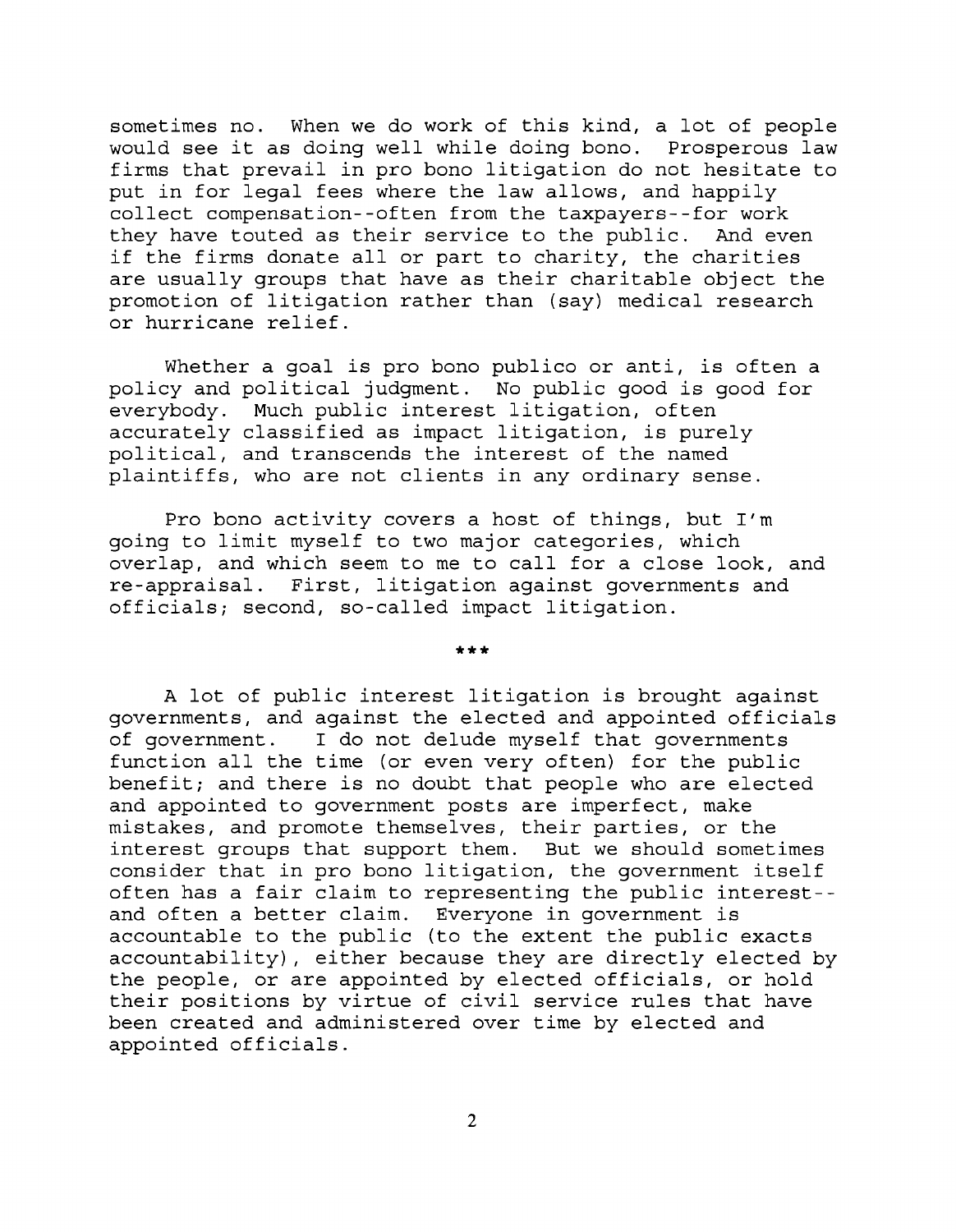sometimes no. When we do work of this kind, a lot of people would see it as doing well while doing bono. Prosperous law firms that prevail in pro bono litigation do not hesitate to put in for legal fees where the law allows, and happily collect compensation--often from the taxpayers--for work they have touted as their service to the public. And even if the firms donate all or part to charity, the charities are usually groups that have as their charitable object the promotion of litigation rather than (say) medical research or hurricane relief.

Whether a goal is pro bono publico or anti, is often a policy and political judgment. No public good is good for everybody. Much public interest litigation, often accurately classified as impact litigation, is purely political, and transcends the interest of the named plaintiffs, who are not clients in any ordinary sense.

Pro bono activity covers a host of things, but I'm going to limit myself to two major categories, which overlap, and which seem to me to call for a close look, and re-appraisal. First, litigation against governments and officials; second, so-called impact litigation.

***

A lot of public interest litigation is brought against governments, and against the elected and appointed officials of government. I do not delude myself that governments function all the time (or even very often) for the public benefit; and there is no doubt that people who are elected and appointed to government posts are imperfect, make mistakes, and promote themselves, their parties, or the interest groups that support them. But we should sometimes consider that in pro bono litigation, the government itself often has a fair claim to representing the public interest--and often a better claim. Everyone in government is accountable to the public (to the extent the public exacts accountability), either because they are directly elected by the people, or are appointed by elected officials, or hold their positions by virtue of civil service rules that have been created and administered over time by elected and appointed officials.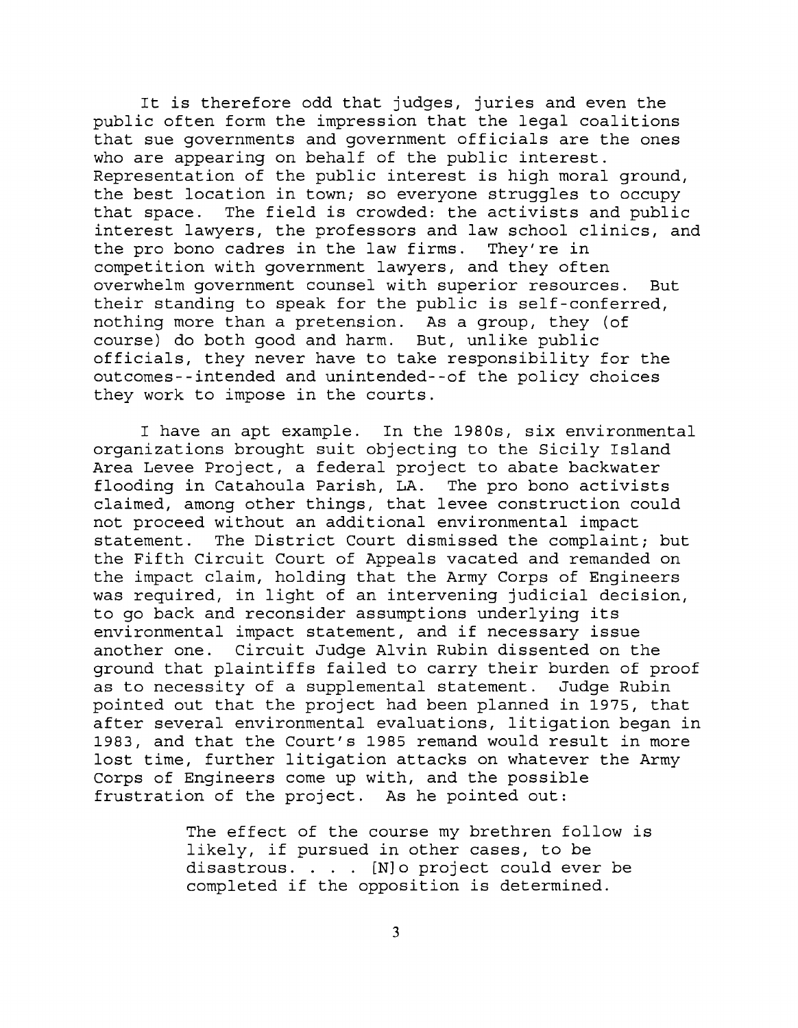It is therefore odd that judges, juries and even the public often form the impression that the legal coalitions that sue governments and government officials are the ones who are appearing on behalf of the public interest. Representation of the public interest is high moral ground, the best location in town; so everyone struggles to occupy that space. The field is crowded: the activists and public interest lawyers, the professors and law school clinics, and the pro bono cadres in the law firms. They're in competition with government lawyers, and they often overwhelm government counsel with superior resources. But their standing to speak for the public is self-conferred, nothing more than a pretension. As a group, they (of course) do both good and harm. But, unlike public officials, they never have to take responsibility for the outcomes--intended and unintended--of the policy choices they work to impose in the courts.

I have an apt example. In the 1980s, six environmental organizations brought suit objecting to the Sicily Island Area Levee Project, a federal project to abate backwater flooding in Catahoula Parish, LA. The pro bono activists claimed, among other things, that levee construction could not proceed without an additional environmental impact statement. The District Court dismissed the complaint; but the Fifth Circuit Court of Appeals vacated and remanded on the impact claim, holding that the Army Corps of Engineers was required, in light of an intervening judicial decision, to go back and reconsider assumptions underlying its environmental impact statement, and if necessary issue another one. Circuit Judge Alvin Rubin dissented on the ground that plaintiffs failed to carry their burden of proof as to necessity of a supplemental statement. Judge Rubin pointed out that the project had been planned in 1975, that after several environmental evaluations, litigation began in 1983, and that the Court's 1985 remand would result in more lost time, further litigation attacks on whatever the Army Corps of Engineers come up with, and the possible frustration of the project. As he pointed out:

> The effect of the course my brethren follow is likely, if pursued in other cases, to be disastrous. . . . [N]o project could ever be completed if the opposition is determined.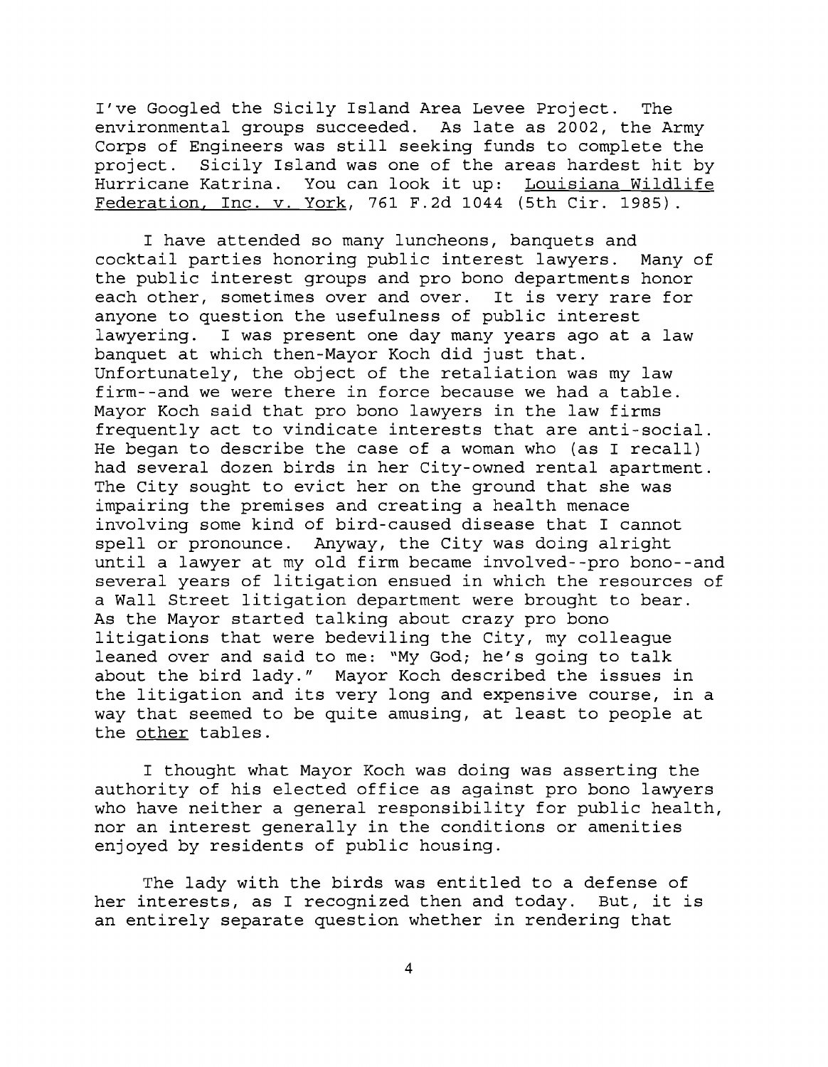I've Googled the Sicily Island Area Levee Project. The environmental groups succeeded. As late as 2002, the Army Corps of Engineers was still seeking funds to complete the project. Sicily Island was one of the areas hardest hit by Hurricane Katrina. You can look it up: Louisiana Wildlife Federation, Inc. v. York, 761 F.2d 1044 (5th Cir. 1985).

I have attended so many luncheons, banquets and cocktail parties honoring public interest lawyers. Many of the public interest groups and pro bono departments honor each other, sometimes over and over. It is very rare for anyone to question the usefulness of public interest lawyering. I was present one day many years ago at a law banquet at which then-Mayor Koch did just that. Unfortunately, the object of the retaliation was my law firm--and we were there in force because we had a table. Mayor Koch said that pro bono lawyers in the law firms frequently act to vindicate interests that are anti-social. He began to describe the case of a woman who (as I recall) had several dozen birds in her City-owned rental apartment. The City sought to evict her on the ground that she was impairing the premises and creating a health menace involving some kind of bird-caused disease that I cannot spell or pronounce. Anyway, the City was doing alright until a lawyer at my old firm became involved--pro bono--and several years of litigation ensued in which the resources of a Wall Street litigation department were brought to bear. As the Mayor started talking about crazy pro bono litigations that were bedeviling the City, my colleague leaned over and said to me: "My God; he's going to talk about the bird lady." Mayor Koch described the issues in the litigation and its very long and expensive course, in a way that seemed to be quite amusing, at least to people at the other tables.

I thought what Mayor Koch was doing was asserting the authority of his elected office as against pro bono lawyers who have neither a general responsibility for public health, nor an interest generally in the conditions or amenities enjoyed by residents of public housing.

The lady with the birds was entitled to a defense of her interests, as I recognized then and today. But, it is an entirely separate question whether in rendering that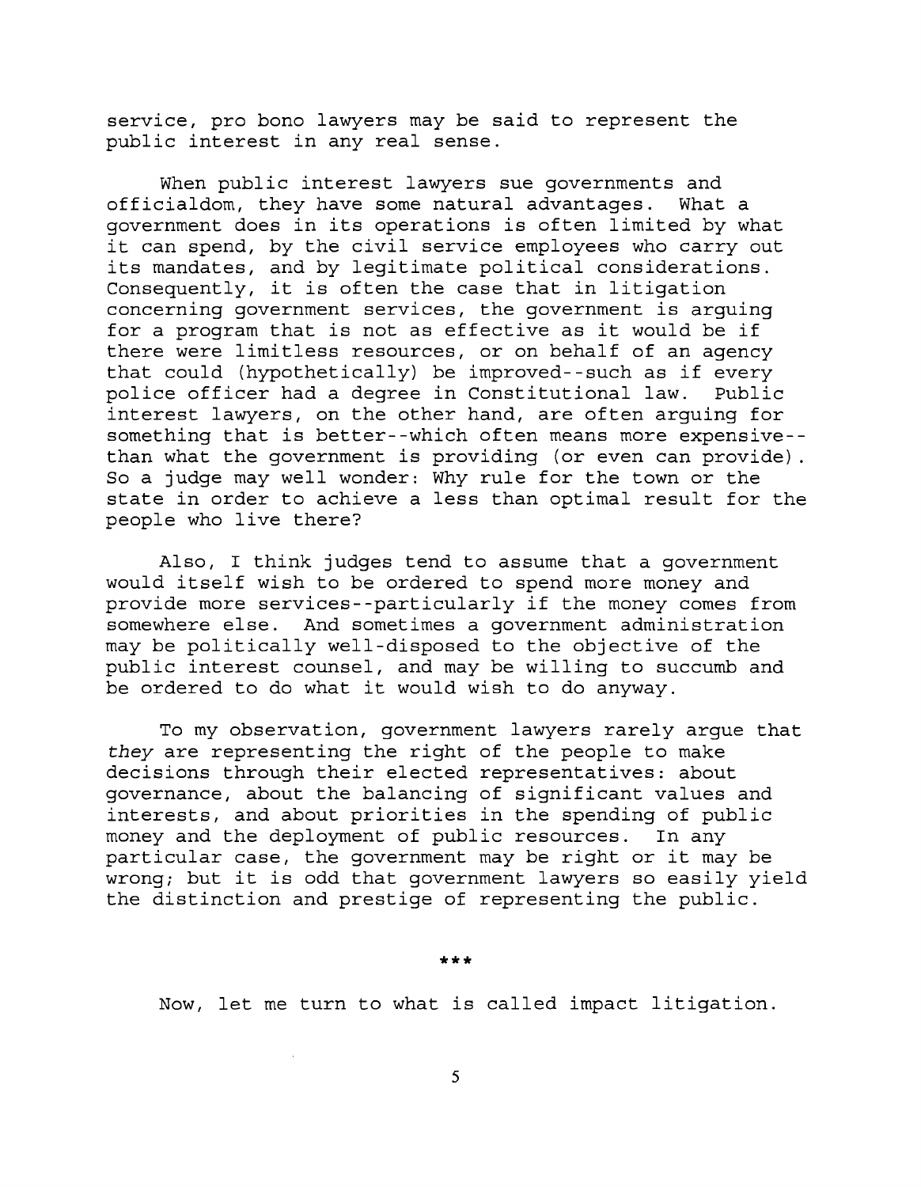service, pro bono lawyers may be said to represent the public interest in any real sense.

When public interest lawyers sue governments and officialdom, they have some natural advantages. What a government does in its operations is often limited by what it can spend, by the civil service employees who carry out its mandates, and by legitimate political considerations. Consequently, it is often the case that in litigation concerning government services, the government is arguing for a program that is not as effective as it would be if there were limitless resources, or on behalf of an agency that could (hypothetically) be improved--such as if every police officer had a degree in Constitutional law. Public interest lawyers, on the other hand, are often arguing for something that is better--which often means more expensive--than what the government is providing (or even can provide). So a judge may well wonder: Why rule for the town or the state in order to achieve a less than optimal result for the people who live there?

Also, I think judges tend to assume that a government would itself wish to be ordered to spend more money and provide more services--particularly if the money comes from somewhere else. And sometimes a government administration may be politically well-disposed to the objective of the public interest counsel, and may be willing to succumb and be ordered to do what it would wish to do anyway.

To my observation, government lawyers rarely argue that *they* are representing the right of the people to make decisions through their elected representatives: about governance, about the balancing of significant values and interests, and about priorities in the spending of public money and the deployment of public resources. In any particular case, the government may be right or it may be wrong; but it is odd that government lawyers so easily yield the distinction and prestige of representing the public.

***

Now, let me turn to what is called impact litigation.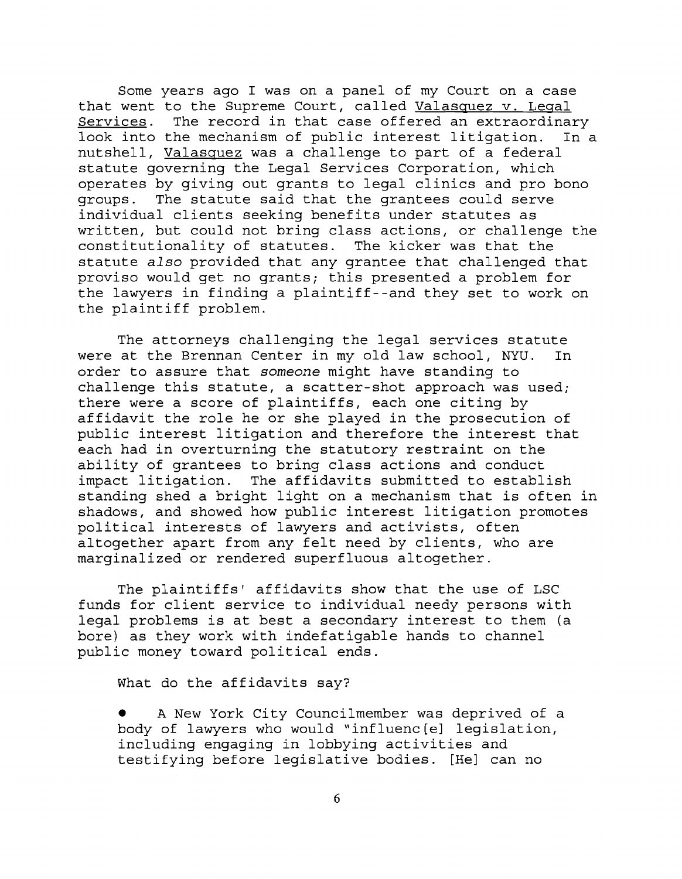Some years ago I was on a panel of my Court on a case that went to the Supreme Court, called Valasquez v. Legal Services. The record in that case offered an extraordinary look into the mechanism of public interest litigation. In a nutshell, Valasquez was a challenge to part of a federal statute governing the Legal Services Corporation, which operates by giving out grants to legal clinics and pro bono groups. The statute said that the grantees could serve individual clients seeking benefits under statutes as written, but could not bring class actions, or challenge the constitutionality of statutes. The kicker was that the statute *also* provided that any grantee that challenged that proviso would get no grants; this presented a problem for the lawyers in finding a plaintiff--and they set to work on the plaintiff problem.

The attorneys challenging the legal services statute were at the Brennan Center in my old law school, NYU. In order to assure that *someone* might have standing to challenge this statute, a scatter-shot approach was used; there were a score of plaintiffs, each one citing by affidavit the role he or she played in the prosecution of public interest litigation and therefore the interest that each had in overturning the statutory restraint on the ability of grantees to bring class actions and conduct impact litigation. The affidavits submitted to establish standing shed a bright light on a mechanism that is often in shadows, and showed how public interest litigation promotes political interests of lawyers and activists, often altogether apart from any felt need by clients, who are marginalized or rendered superfluous altogether.

The plaintiffs' affidavits show that the use of LSC funds for client service to individual needy persons with legal problems is at best a secondary interest to them (a bore) as they work with indefatigable hands to channel public money toward political ends.

What do the affidavits say?

- A New York City Councilmember was deprived of a body of lawyers who would "influenc[e] legislation, including engaging in lobbying activities and testifying before legislative bodies. [He] can no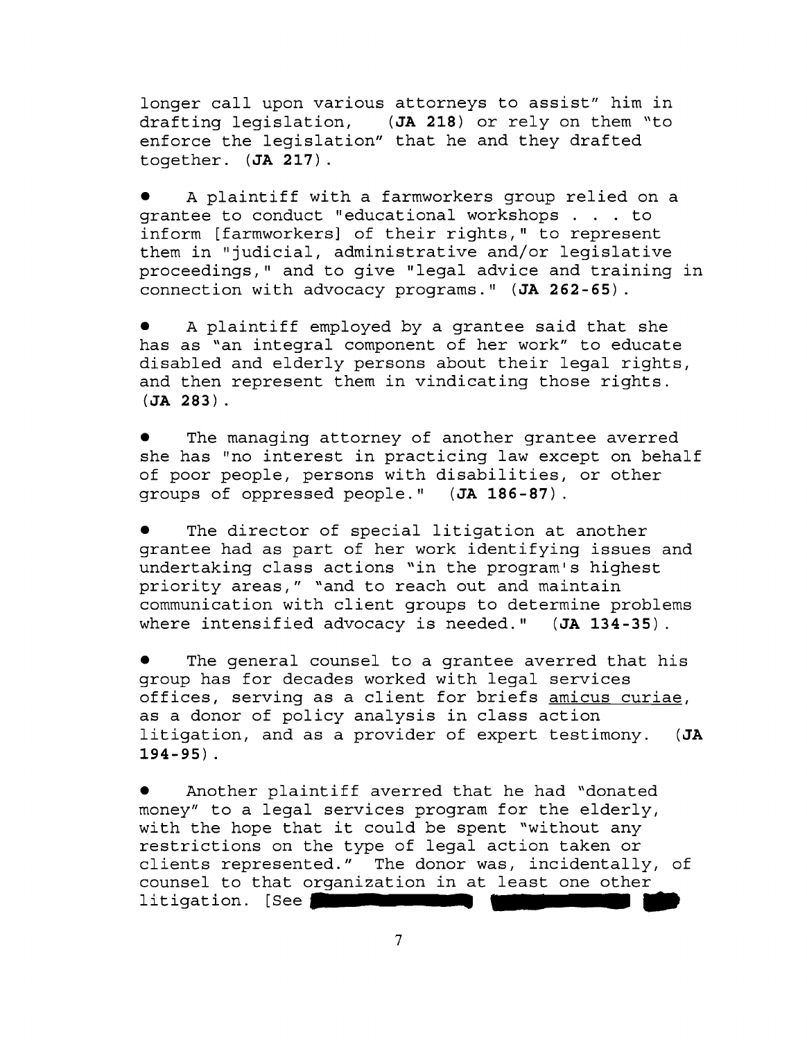longer call upon various attorneys to assist" him in drafting legislation, (**JA 218**) or rely on them "to enforce the legislation" that he and they drafted together. (**JA 217**).

- A plaintiff with a farmworkers group relied on a grantee to conduct "educational workshops . . . to inform [farmworkers] of their rights," to represent them in "judicial, administrative and/or legislative proceedings," and to give "legal advice and training in connection with advocacy programs." (**JA 262-65**).

- A plaintiff employed by a grantee said that she has as "an integral component of her work" to educate disabled and elderly persons about their legal rights, and then represent them in vindicating those rights. (**JA 283**).

- The managing attorney of another grantee averred she has "no interest in practicing law except on behalf of poor people, persons with disabilities, or other groups of oppressed people." (**JA 186-87**).

- The director of special litigation at another grantee had as part of her work identifying issues and undertaking class actions "in the program's highest priority areas," "and to reach out and maintain communication with client groups to determine problems where intensified advocacy is needed." (**JA 134-35**).

- The general counsel to a grantee averred that his group has for decades worked with legal services offices, serving as a client for briefs <u>amicus curiae</u>, as a donor of policy analysis in class action litigation, and as a provider of expert testimony. (**JA 194-95**).

- Another plaintiff averred that he had "donated money" to a legal services program for the elderly, with the hope that it could be spent "without any restrictions on the type of legal action taken or clients represented." The donor was, incidentally, of counsel to that organization in at least one other litigation. [See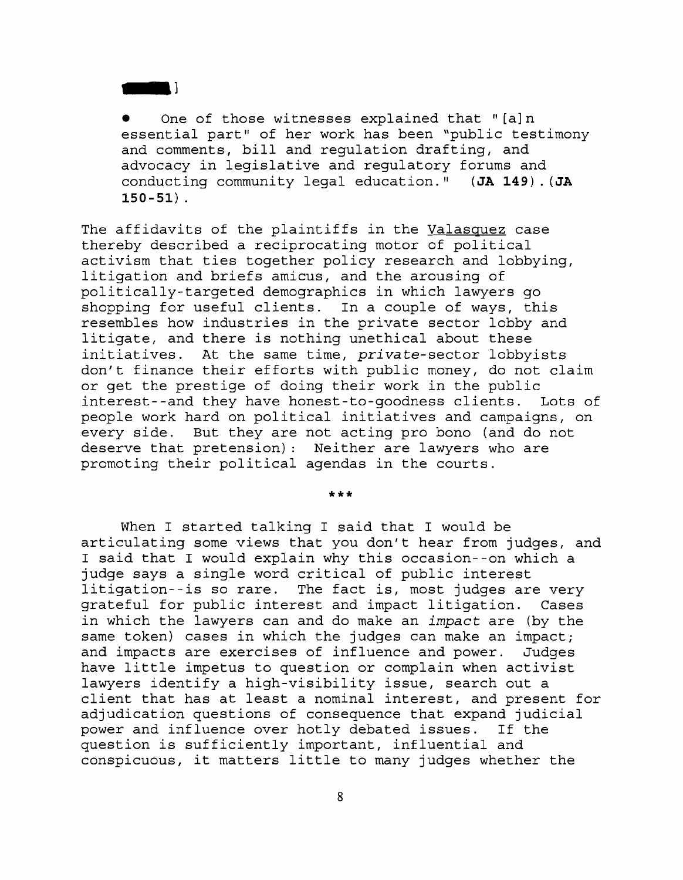]

- One of those witnesses explained that "[a]n essential part" of her work has been "public testimony and comments, bill and regulation drafting, and advocacy in legislative and regulatory forums and conducting community legal education." **(JA 149)**.**(JA 150-51)**.

The affidavits of the plaintiffs in the Valasquez case thereby described a reciprocating motor of political activism that ties together policy research and lobbying, litigation and briefs amicus, and the arousing of politically-targeted demographics in which lawyers go shopping for useful clients. In a couple of ways, this resembles how industries in the private sector lobby and litigate, and there is nothing unethical about these initiatives. At the same time, *private*-sector lobbyists don't finance their efforts with public money, do not claim or get the prestige of doing their work in the public interest--and they have honest-to-goodness clients. Lots of people work hard on political initiatives and campaigns, on every side. But they are not acting pro bono (and do not deserve that pretension): Neither are lawyers who are promoting their political agendas in the courts.

***

When I started talking I said that I would be articulating some views that you don't hear from judges, and I said that I would explain why this occasion--on which a judge says a single word critical of public interest litigation--is so rare. The fact is, most judges are very grateful for public interest and impact litigation. Cases in which the lawyers can and do make an *impact* are (by the same token) cases in which the judges can make an impact; and impacts are exercises of influence and power. Judges have little impetus to question or complain when activist lawyers identify a high-visibility issue, search out a client that has at least a nominal interest, and present for adjudication questions of consequence that expand judicial power and influence over hotly debated issues. If the question is sufficiently important, influential and conspicuous, it matters little to many judges whether the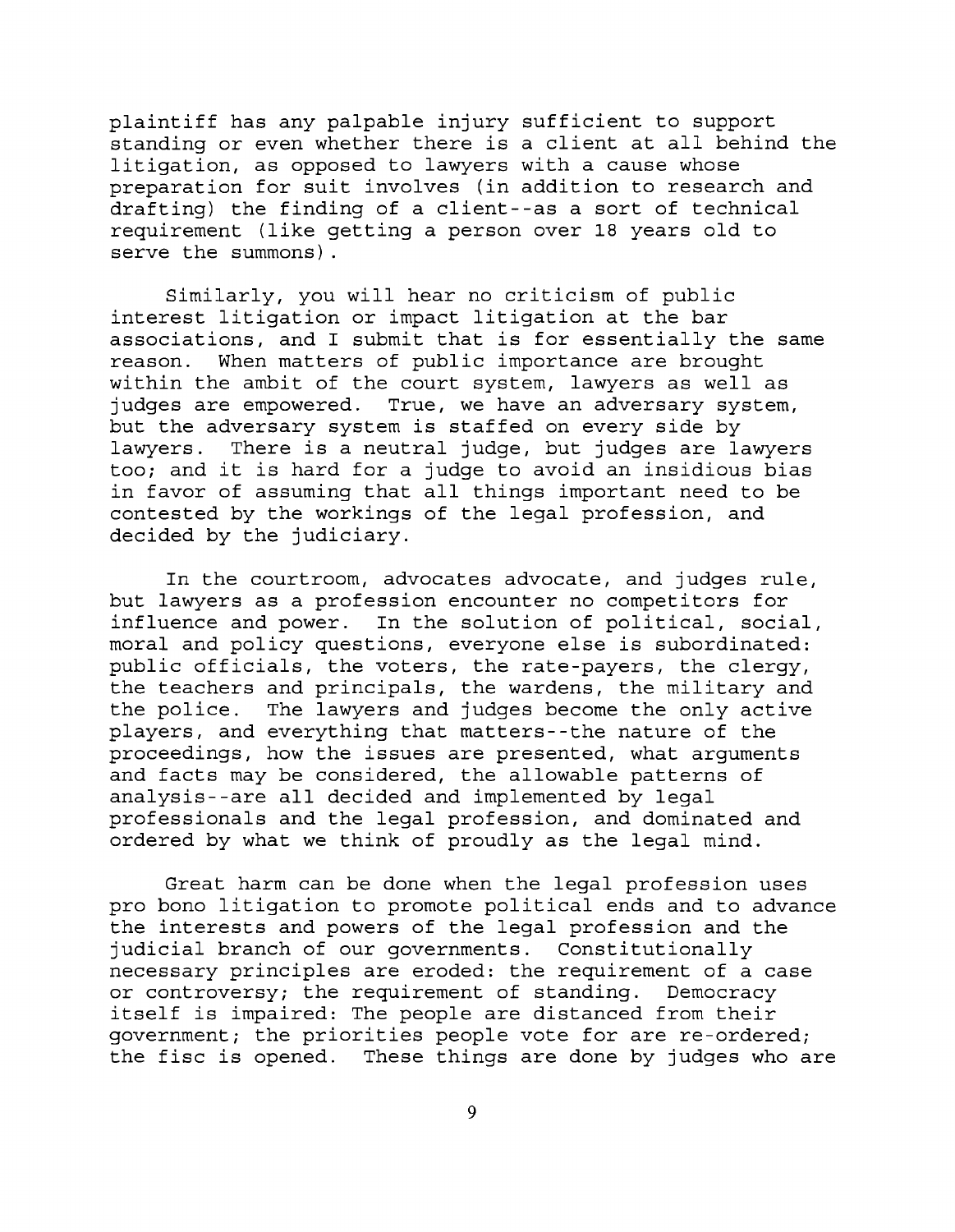plaintiff has any palpable injury sufficient to support standing or even whether there is a client at all behind the litigation, as opposed to lawyers with a cause whose preparation for suit involves (in addition to research and drafting) the finding of a client--as a sort of technical requirement (like getting a person over 18 years old to serve the summons).

Similarly, you will hear no criticism of public interest litigation or impact litigation at the bar associations, and I submit that is for essentially the same reason. When matters of public importance are brought within the ambit of the court system, lawyers as well as judges are empowered. True, we have an adversary system, but the adversary system is staffed on every side by lawyers. There is a neutral judge, but judges are lawyers too; and it is hard for a judge to avoid an insidious bias in favor of assuming that all things important need to be contested by the workings of the legal profession, and decided by the judiciary.

In the courtroom, advocates advocate, and judges rule, but lawyers as a profession encounter no competitors for influence and power. In the solution of political, social, moral and policy questions, everyone else is subordinated: public officials, the voters, the rate-payers, the clergy, the teachers and principals, the wardens, the military and the police. The lawyers and judges become the only active players, and everything that matters--the nature of the proceedings, how the issues are presented, what arguments and facts may be considered, the allowable patterns of analysis--are all decided and implemented by legal professionals and the legal profession, and dominated and ordered by what we think of proudly as the legal mind.

Great harm can be done when the legal profession uses pro bono litigation to promote political ends and to advance the interests and powers of the legal profession and the judicial branch of our governments. Constitutionally necessary principles are eroded: the requirement of a case or controversy; the requirement of standing. Democracy itself is impaired: The people are distanced from their government; the priorities people vote for are re-ordered; the fisc is opened. These things are done by judges who are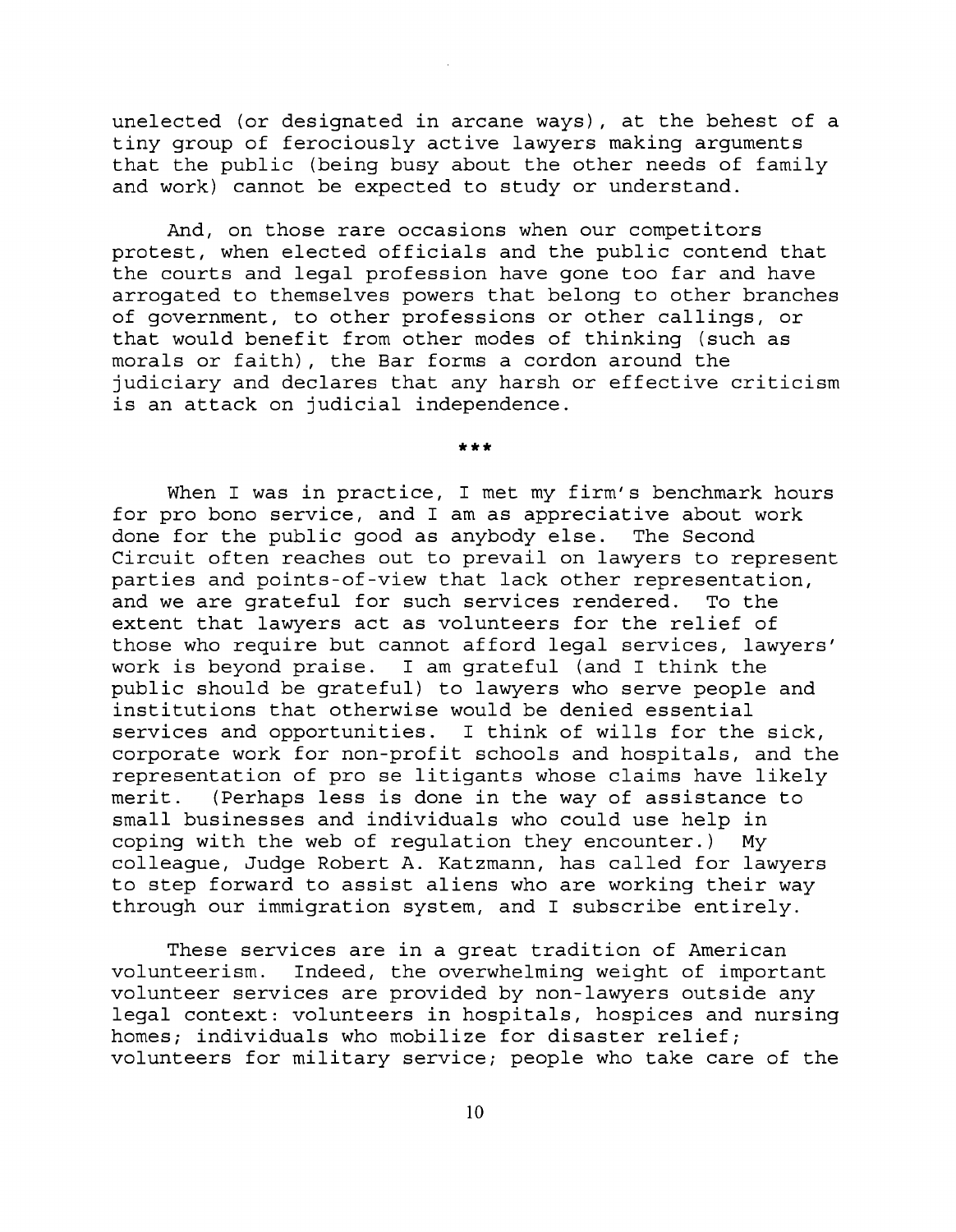unelected (or designated in arcane ways), at the behest of a tiny group of ferociously active lawyers making arguments that the public (being busy about the other needs of family and work) cannot be expected to study or understand.

And, on those rare occasions when our competitors protest, when elected officials and the public contend that the courts and legal profession have gone too far and have arrogated to themselves powers that belong to other branches of government, to other professions or other callings, or that would benefit from other modes of thinking (such as morals or faith), the Bar forms a cordon around the judiciary and declares that any harsh or effective criticism is an attack on judicial independence.

***

When I was in practice, I met my firm's benchmark hours for pro bono service, and I am as appreciative about work done for the public good as anybody else. The Second Circuit often reaches out to prevail on lawyers to represent parties and points-of-view that lack other representation, and we are grateful for such services rendered. To the extent that lawyers act as volunteers for the relief of those who require but cannot afford legal services, lawyers' work is beyond praise. I am grateful (and I think the public should be grateful) to lawyers who serve people and institutions that otherwise would be denied essential services and opportunities. I think of wills for the sick, corporate work for non-profit schools and hospitals, and the representation of pro se litigants whose claims have likely merit. (Perhaps less is done in the way of assistance to small businesses and individuals who could use help in coping with the web of regulation they encounter.) My colleague, Judge Robert A. Katzmann, has called for lawyers to step forward to assist aliens who are working their way through our immigration system, and I subscribe entirely.

These services are in a great tradition of American volunteerism. Indeed, the overwhelming weight of important volunteer services are provided by non-lawyers outside any legal context: volunteers in hospitals, hospices and nursing homes; individuals who mobilize for disaster relief; volunteers for military service; people who take care of the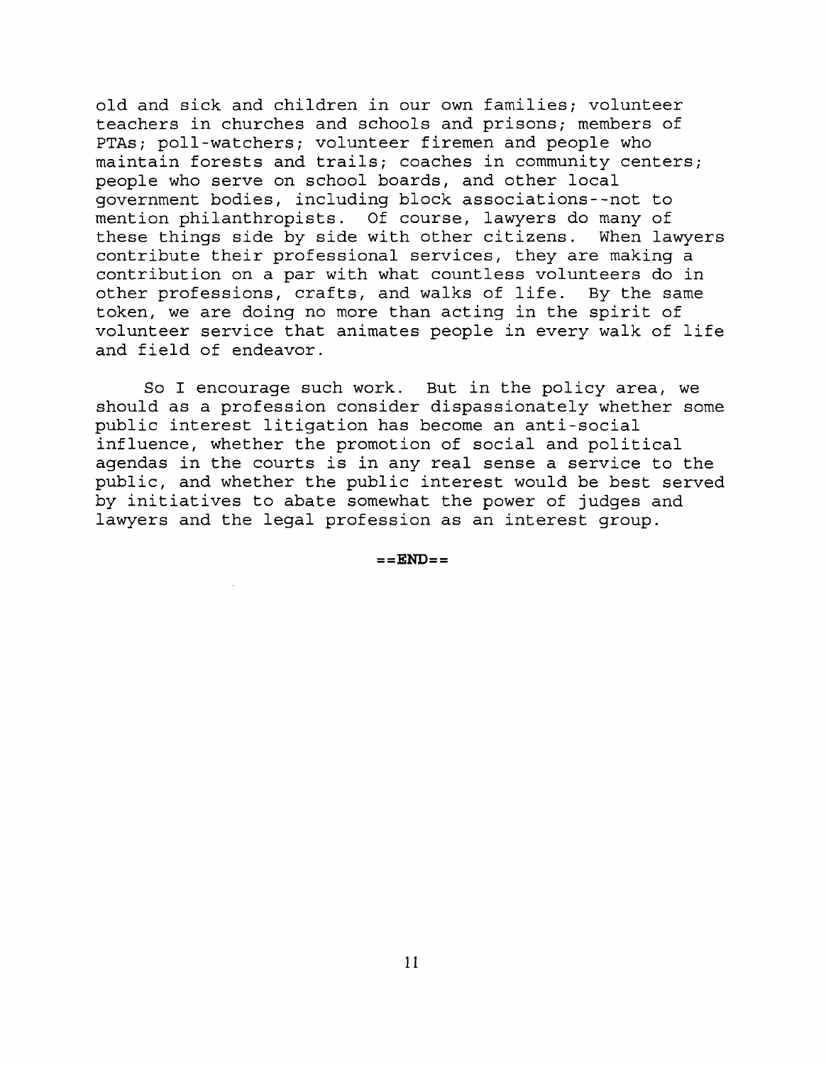old and sick and children in our own families; volunteer teachers in churches and schools and prisons; members of PTAs; poll-watchers; volunteer firemen and people who maintain forests and trails; coaches in community centers; people who serve on school boards, and other local government bodies, including block associations--not to mention philanthropists. Of course, lawyers do many of these things side by side with other citizens. When lawyers contribute their professional services, they are making a contribution on a par with what countless volunteers do in other professions, crafts, and walks of life. By the same token, we are doing no more than acting in the spirit of volunteer service that animates people in every walk of life and field of endeavor.

So I encourage such work. But in the policy area, we should as a profession consider dispassionately whether some public interest litigation has become an anti-social influence, whether the promotion of social and political agendas in the courts is in any real sense a service to the public, and whether the public interest would be best served by initiatives to abate somewhat the power of judges and lawyers and the legal profession as an interest group.

**==END==**